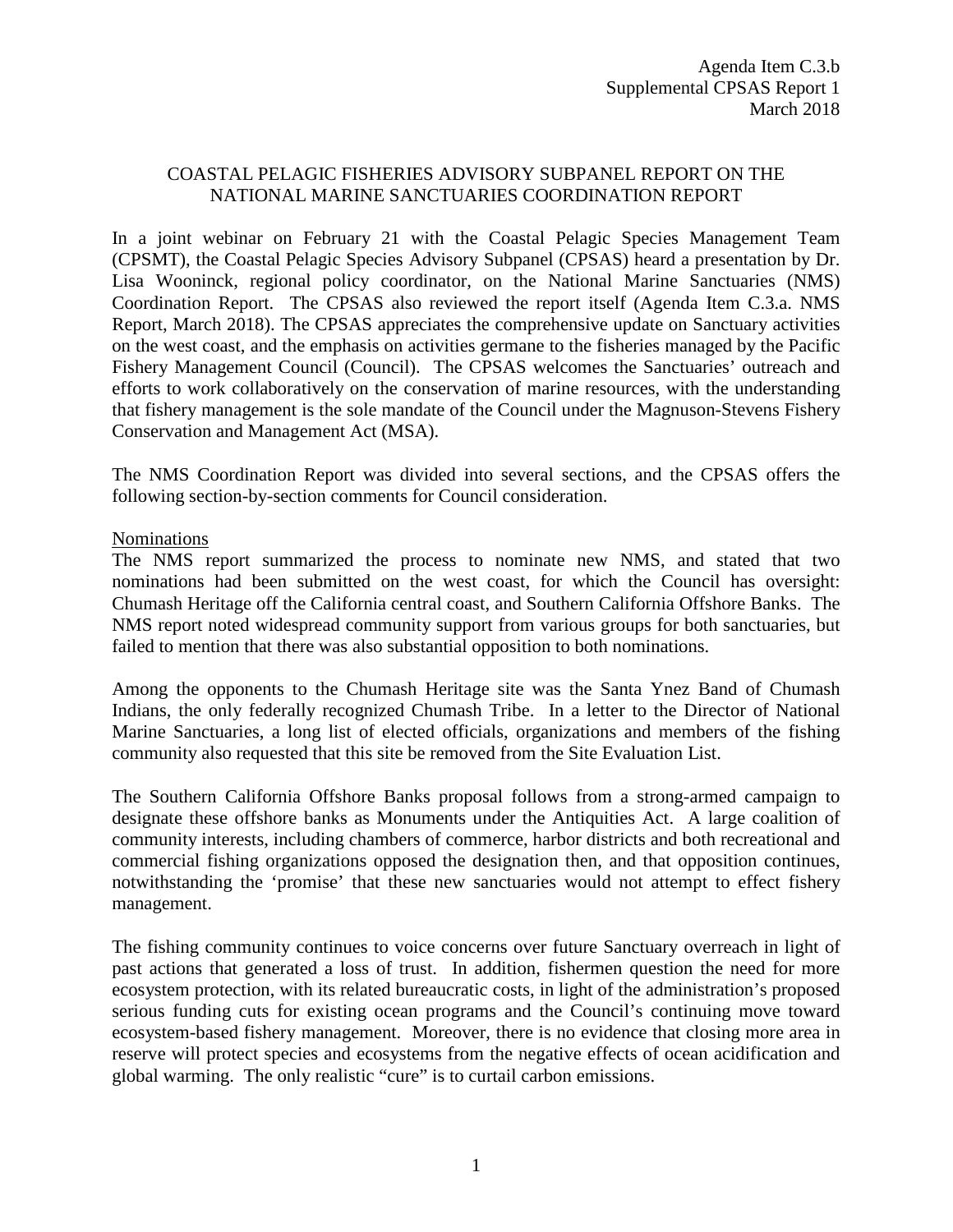Agenda Item C.3.b
Supplemental CPSAS Report 1
March 2018

# COASTAL PELAGIC FISHERIES ADVISORY SUBPANEL REPORT ON THE NATIONAL MARINE SANCTUARIES COORDINATION REPORT

In a joint webinar on February 21 with the Coastal Pelagic Species Management Team (CPSMT), the Coastal Pelagic Species Advisory Subpanel (CPSAS) heard a presentation by Dr. Lisa Wooninck, regional policy coordinator, on the National Marine Sanctuaries (NMS) Coordination Report. The CPSAS also reviewed the report itself (Agenda Item C.3.a. NMS Report, March 2018). The CPSAS appreciates the comprehensive update on Sanctuary activities on the west coast, and the emphasis on activities germane to the fisheries managed by the Pacific Fishery Management Council (Council). The CPSAS welcomes the Sanctuaries' outreach and efforts to work collaboratively on the conservation of marine resources, with the understanding that fishery management is the sole mandate of the Council under the Magnuson-Stevens Fishery Conservation and Management Act (MSA).

The NMS Coordination Report was divided into several sections, and the CPSAS offers the following section-by-section comments for Council consideration.

## Nominations

The NMS report summarized the process to nominate new NMS, and stated that two nominations had been submitted on the west coast, for which the Council has oversight: Chumash Heritage off the California central coast, and Southern California Offshore Banks. The NMS report noted widespread community support from various groups for both sanctuaries, but failed to mention that there was also substantial opposition to both nominations.

Among the opponents to the Chumash Heritage site was the Santa Ynez Band of Chumash Indians, the only federally recognized Chumash Tribe. In a letter to the Director of National Marine Sanctuaries, a long list of elected officials, organizations and members of the fishing community also requested that this site be removed from the Site Evaluation List.

The Southern California Offshore Banks proposal follows from a strong-armed campaign to designate these offshore banks as Monuments under the Antiquities Act. A large coalition of community interests, including chambers of commerce, harbor districts and both recreational and commercial fishing organizations opposed the designation then, and that opposition continues, notwithstanding the 'promise' that these new sanctuaries would not attempt to effect fishery management.

The fishing community continues to voice concerns over future Sanctuary overreach in light of past actions that generated a loss of trust. In addition, fishermen question the need for more ecosystem protection, with its related bureaucratic costs, in light of the administration's proposed serious funding cuts for existing ocean programs and the Council's continuing move toward ecosystem-based fishery management. Moreover, there is no evidence that closing more area in reserve will protect species and ecosystems from the negative effects of ocean acidification and global warming. The only realistic "cure" is to curtail carbon emissions.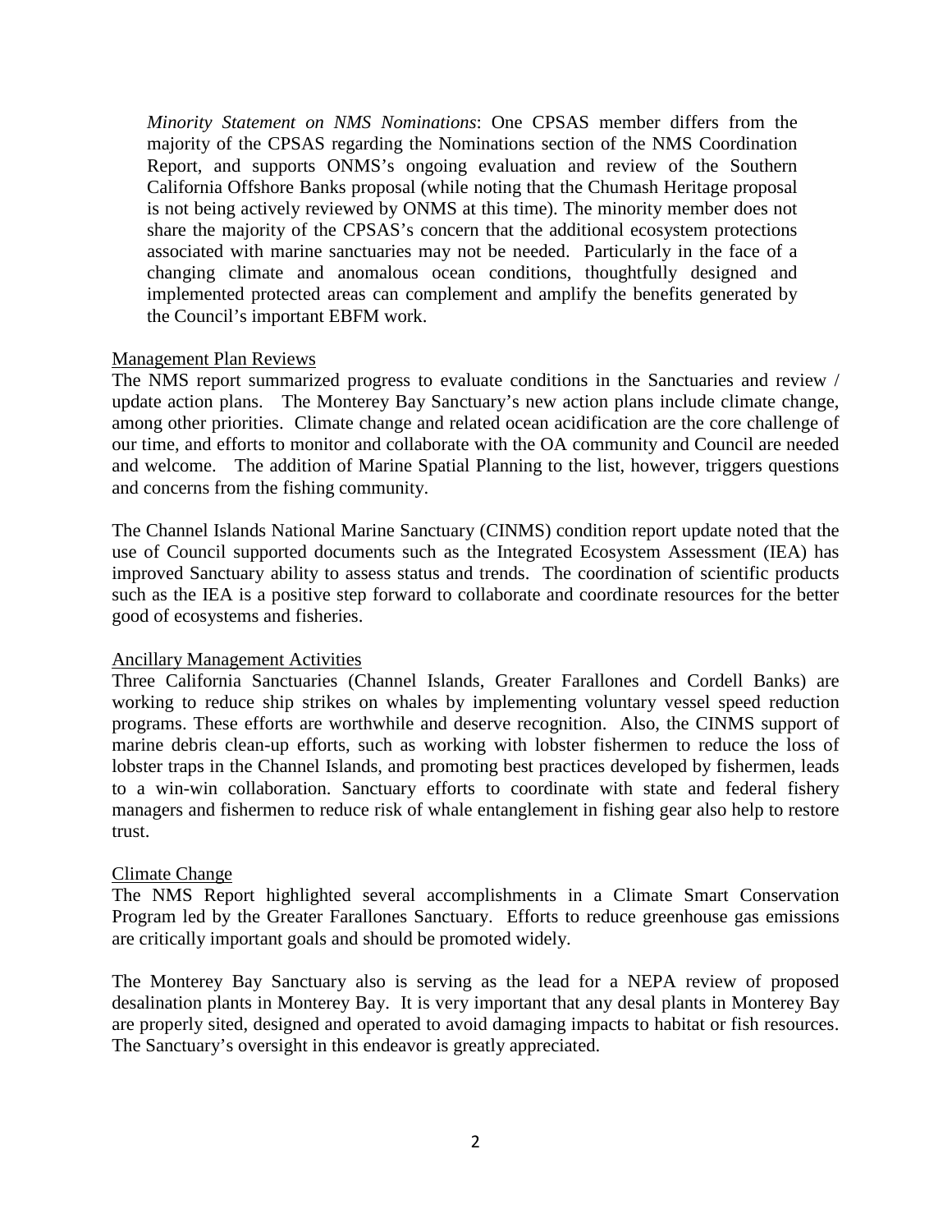*Minority Statement on NMS Nominations*: One CPSAS member differs from the majority of the CPSAS regarding the Nominations section of the NMS Coordination Report, and supports ONMS's ongoing evaluation and review of the Southern California Offshore Banks proposal (while noting that the Chumash Heritage proposal is not being actively reviewed by ONMS at this time). The minority member does not share the majority of the CPSAS's concern that the additional ecosystem protections associated with marine sanctuaries may not be needed. Particularly in the face of a changing climate and anomalous ocean conditions, thoughtfully designed and implemented protected areas can complement and amplify the benefits generated by the Council's important EBFM work.

<u>Management Plan Reviews</u>

The NMS report summarized progress to evaluate conditions in the Sanctuaries and review / update action plans. The Monterey Bay Sanctuary's new action plans include climate change, among other priorities. Climate change and related ocean acidification are the core challenge of our time, and efforts to monitor and collaborate with the OA community and Council are needed and welcome. The addition of Marine Spatial Planning to the list, however, triggers questions and concerns from the fishing community.

The Channel Islands National Marine Sanctuary (CINMS) condition report update noted that the use of Council supported documents such as the Integrated Ecosystem Assessment (IEA) has improved Sanctuary ability to assess status and trends. The coordination of scientific products such as the IEA is a positive step forward to collaborate and coordinate resources for the better good of ecosystems and fisheries.

<u>Ancillary Management Activities</u>

Three California Sanctuaries (Channel Islands, Greater Farallones and Cordell Banks) are working to reduce ship strikes on whales by implementing voluntary vessel speed reduction programs. These efforts are worthwhile and deserve recognition. Also, the CINMS support of marine debris clean-up efforts, such as working with lobster fishermen to reduce the loss of lobster traps in the Channel Islands, and promoting best practices developed by fishermen, leads to a win-win collaboration. Sanctuary efforts to coordinate with state and federal fishery managers and fishermen to reduce risk of whale entanglement in fishing gear also help to restore trust.

<u>Climate Change</u>

The NMS Report highlighted several accomplishments in a Climate Smart Conservation Program led by the Greater Farallones Sanctuary. Efforts to reduce greenhouse gas emissions are critically important goals and should be promoted widely.

The Monterey Bay Sanctuary also is serving as the lead for a NEPA review of proposed desalination plants in Monterey Bay. It is very important that any desal plants in Monterey Bay are properly sited, designed and operated to avoid damaging impacts to habitat or fish resources. The Sanctuary's oversight in this endeavor is greatly appreciated.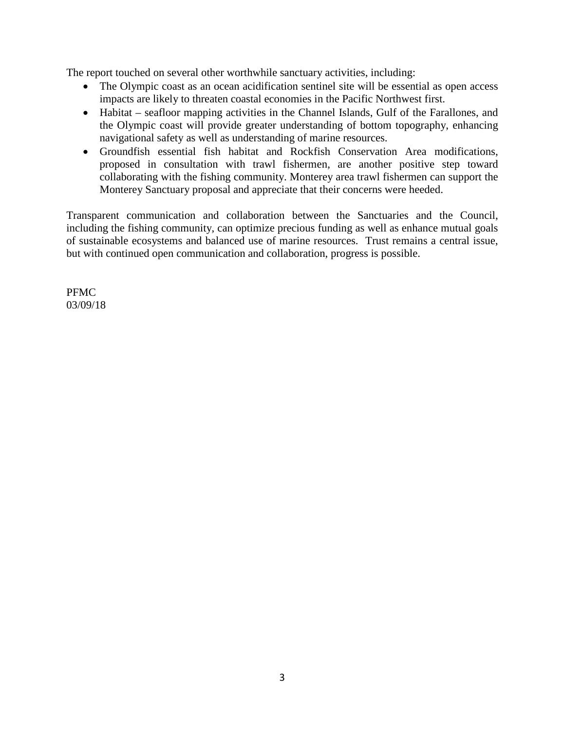The report touched on several other worthwhile sanctuary activities, including:

- The Olympic coast as an ocean acidification sentinel site will be essential as open access impacts are likely to threaten coastal economies in the Pacific Northwest first.
- Habitat – seafloor mapping activities in the Channel Islands, Gulf of the Farallones, and the Olympic coast will provide greater understanding of bottom topography, enhancing navigational safety as well as understanding of marine resources.
- Groundfish essential fish habitat and Rockfish Conservation Area modifications, proposed in consultation with trawl fishermen, are another positive step toward collaborating with the fishing community. Monterey area trawl fishermen can support the Monterey Sanctuary proposal and appreciate that their concerns were heeded.

Transparent communication and collaboration between the Sanctuaries and the Council, including the fishing community, can optimize precious funding as well as enhance mutual goals of sustainable ecosystems and balanced use of marine resources. Trust remains a central issue, but with continued open communication and collaboration, progress is possible.

PFMC
03/09/18